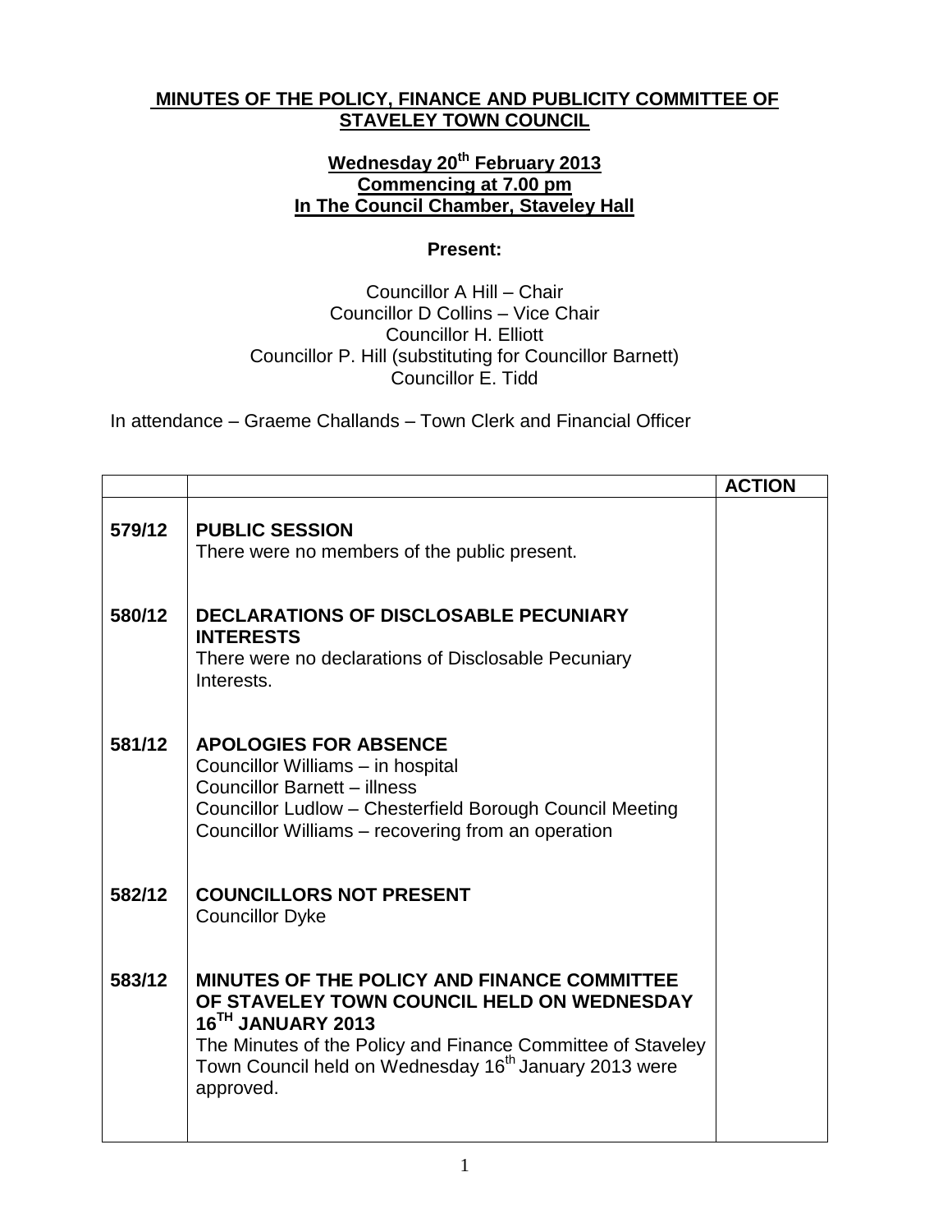**MINUTES OF THE POLICY, FINANCE AND PUBLICITY COMMITTEE OF STAVELEY TOWN COUNCIL**

**Wednesday 20th February 2013**
**Commencing at 7.00 pm**
**In The Council Chamber, Staveley Hall**

**Present:**

Councillor A Hill – Chair
Councillor D Collins – Vice Chair
Councillor H. Elliott
Councillor P. Hill (substituting for Councillor Barnett)
Councillor E. Tidd

In attendance – Graeme Challands – Town Clerk and Financial Officer

| | | **ACTION** |
|---|---|---|
| **579/12** | **PUBLIC SESSION**<br>There were no members of the public present. | |
| **580/12** | **DECLARATIONS OF DISCLOSABLE PECUNIARY INTERESTS**<br>There were no declarations of Disclosable Pecuniary Interests. | |
| **581/12** | **APOLOGIES FOR ABSENCE**<br>Councillor Williams – in hospital<br>Councillor Barnett – illness<br>Councillor Ludlow – Chesterfield Borough Council Meeting<br>Councillor Williams – recovering from an operation | |
| **582/12** | **COUNCILLORS NOT PRESENT**<br>Councillor Dyke | |
| **583/12** | **MINUTES OF THE POLICY AND FINANCE COMMITTEE OF STAVELEY TOWN COUNCIL HELD ON WEDNESDAY 16TH JANUARY 2013**<br>The Minutes of the Policy and Finance Committee of Staveley Town Council held on Wednesday 16th January 2013 were approved. | |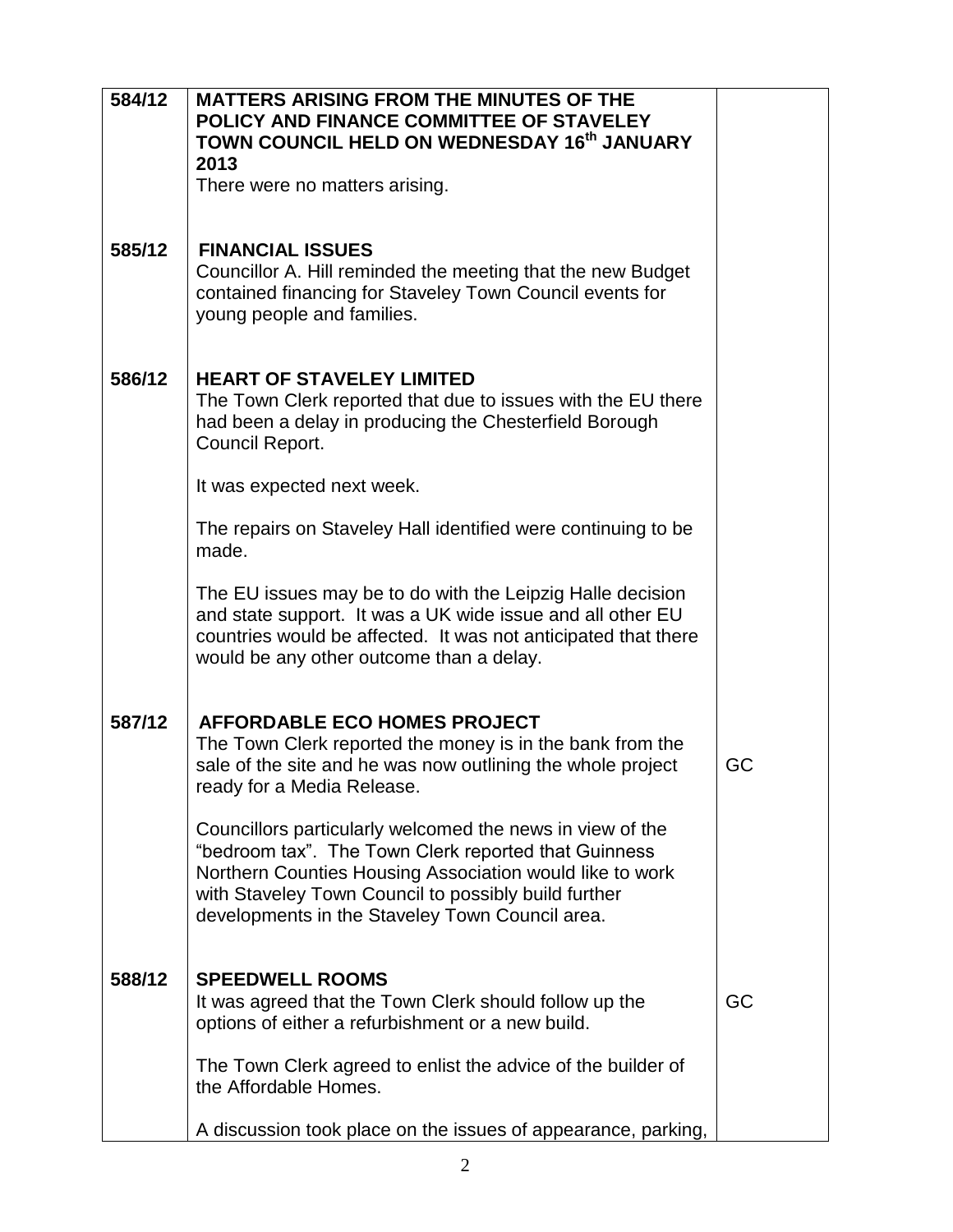| | | |
|---|---|---|
| **584/12** | **MATTERS ARISING FROM THE MINUTES OF THE POLICY AND FINANCE COMMITTEE OF STAVELEY TOWN COUNCIL HELD ON WEDNESDAY 16th JANUARY 2013**<br>There were no matters arising. | |
| **585/12** | **FINANCIAL ISSUES**<br>Councillor A. Hill reminded the meeting that the new Budget contained financing for Staveley Town Council events for young people and families. | |
| **586/12** | **HEART OF STAVELEY LIMITED**<br>The Town Clerk reported that due to issues with the EU there had been a delay in producing the Chesterfield Borough Council Report.<br><br>It was expected next week.<br><br>The repairs on Staveley Hall identified were continuing to be made.<br><br>The EU issues may be to do with the Leipzig Halle decision and state support. It was a UK wide issue and all other EU countries would be affected. It was not anticipated that there would be any other outcome than a delay. | |
| **587/12** | **AFFORDABLE ECO HOMES PROJECT**<br>The Town Clerk reported the money is in the bank from the sale of the site and he was now outlining the whole project ready for a Media Release.<br><br>Councillors particularly welcomed the news in view of the "bedroom tax". The Town Clerk reported that Guinness Northern Counties Housing Association would like to work with Staveley Town Council to possibly build further developments in the Staveley Town Council area. | GC |
| **588/12** | **SPEEDWELL ROOMS**<br>It was agreed that the Town Clerk should follow up the options of either a refurbishment or a new build.<br><br>The Town Clerk agreed to enlist the advice of the builder of the Affordable Homes.<br><br>A discussion took place on the issues of appearance, parking, | GC |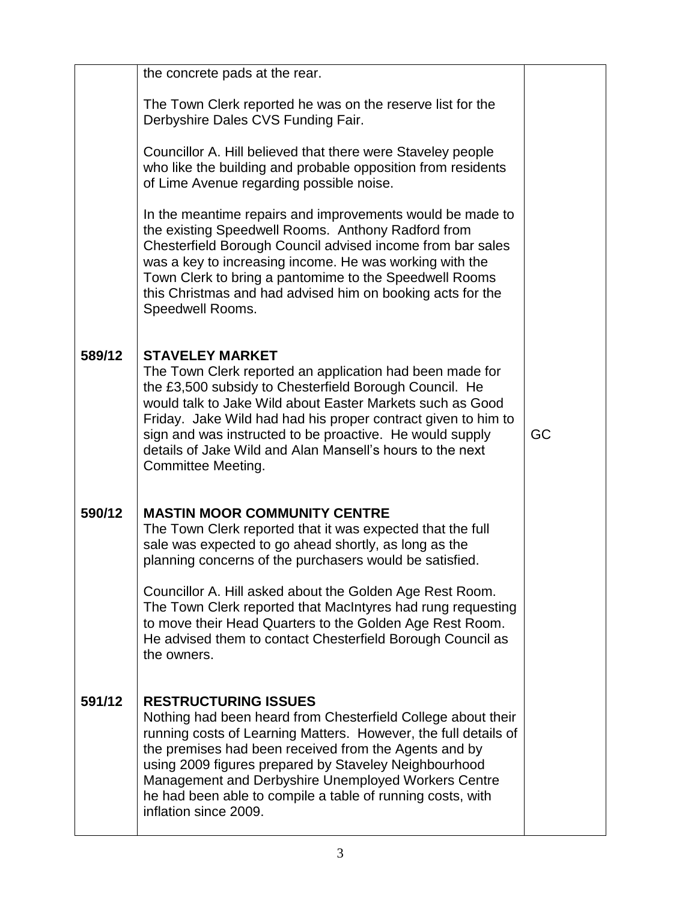| | | |
|---|---|---|
| | the concrete pads at the rear.<br><br>The Town Clerk reported he was on the reserve list for the Derbyshire Dales CVS Funding Fair.<br><br>Councillor A. Hill believed that there were Staveley people who like the building and probable opposition from residents of Lime Avenue regarding possible noise.<br><br>In the meantime repairs and improvements would be made to the existing Speedwell Rooms. Anthony Radford from Chesterfield Borough Council advised income from bar sales was a key to increasing income. He was working with the Town Clerk to bring a pantomime to the Speedwell Rooms this Christmas and had advised him on booking acts for the Speedwell Rooms. | |
| **589/12** | **STAVELEY MARKET**<br>The Town Clerk reported an application had been made for the £3,500 subsidy to Chesterfield Borough Council. He would talk to Jake Wild about Easter Markets such as Good Friday. Jake Wild had had his proper contract given to him to sign and was instructed to be proactive. He would supply details of Jake Wild and Alan Mansell's hours to the next Committee Meeting. | GC |
| **590/12** | **MASTIN MOOR COMMUNITY CENTRE**<br>The Town Clerk reported that it was expected that the full sale was expected to go ahead shortly, as long as the planning concerns of the purchasers would be satisfied.<br><br>Councillor A. Hill asked about the Golden Age Rest Room. The Town Clerk reported that MacIntyres had rung requesting to move their Head Quarters to the Golden Age Rest Room. He advised them to contact Chesterfield Borough Council as the owners. | |
| **591/12** | **RESTRUCTURING ISSUES**<br>Nothing had been heard from Chesterfield College about their running costs of Learning Matters. However, the full details of the premises had been received from the Agents and by using 2009 figures prepared by Staveley Neighbourhood Management and Derbyshire Unemployed Workers Centre he had been able to compile a table of running costs, with inflation since 2009. | |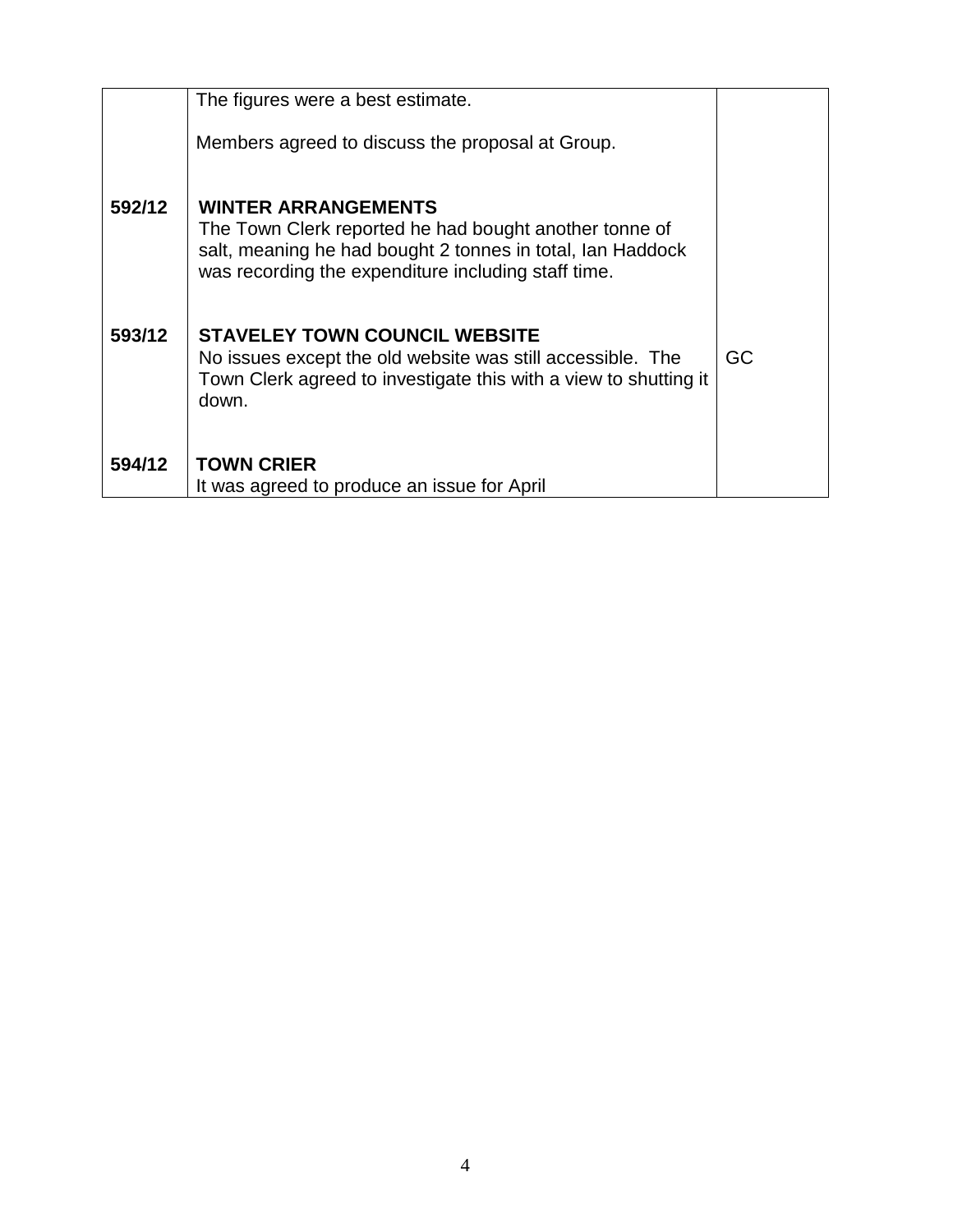| | | |
|---|---|---|
| | The figures were a best estimate.<br><br>Members agreed to discuss the proposal at Group. | |
| **592/12** | **WINTER ARRANGEMENTS**<br>The Town Clerk reported he had bought another tonne of salt, meaning he had bought 2 tonnes in total, Ian Haddock was recording the expenditure including staff time. | |
| **593/12** | **STAVELEY TOWN COUNCIL WEBSITE**<br>No issues except the old website was still accessible. The Town Clerk agreed to investigate this with a view to shutting it down. | GC |
| **594/12** | **TOWN CRIER**<br>It was agreed to produce an issue for April | |